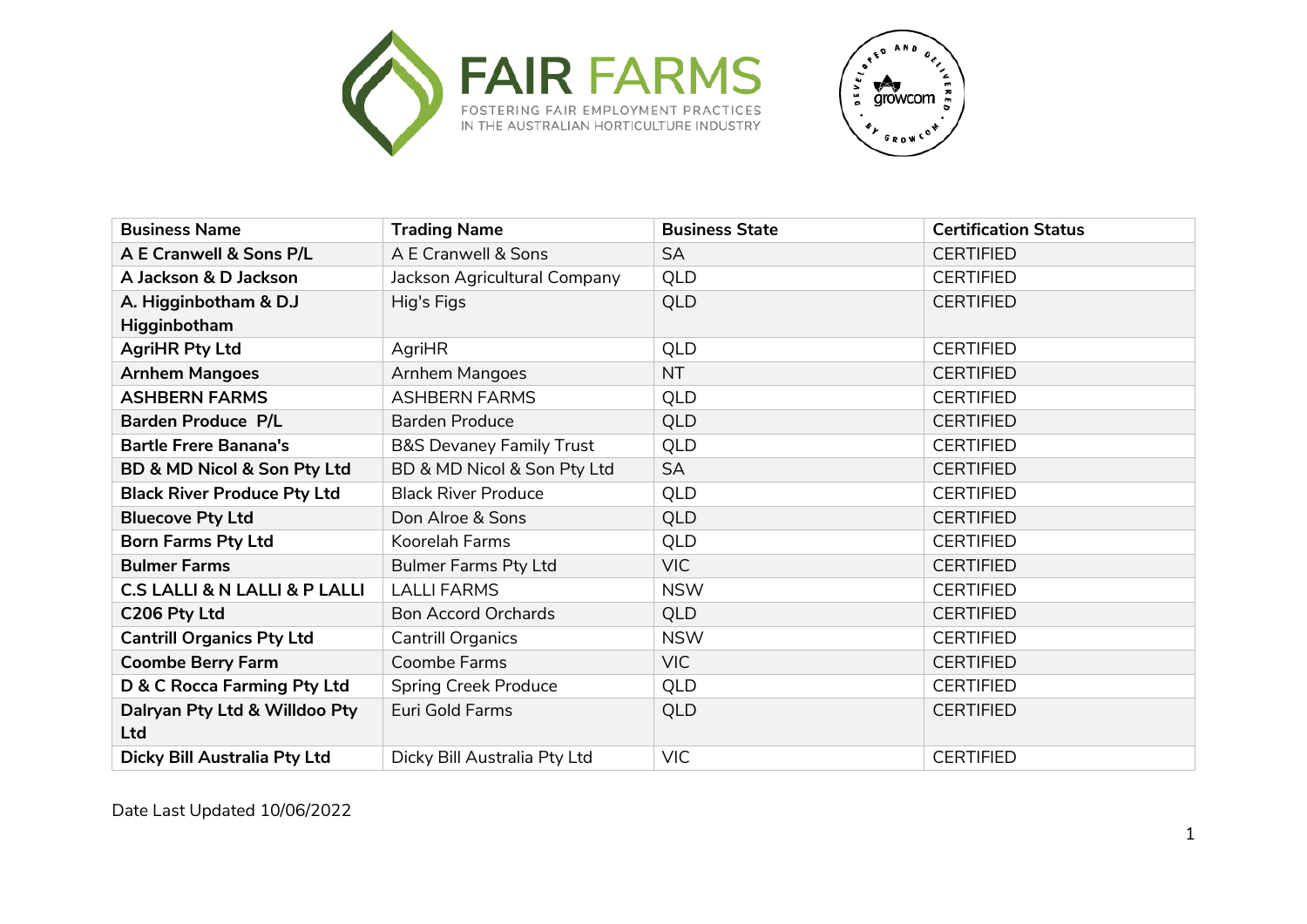| Business Name | Trading Name | Business State | Certification Status |
|---|---|---|---|
| **A E Cranwell & Sons P/L** | A E Cranwell & Sons | SA | CERTIFIED |
| **A Jackson & D Jackson** | Jackson Agricultural Company | QLD | CERTIFIED |
| **A. Higginbotham & D.J Higginbotham** | Hig's Figs | QLD | CERTIFIED |
| **AgriHR Pty Ltd** | AgriHR | QLD | CERTIFIED |
| **Arnhem Mangoes** | Arnhem Mangoes | NT | CERTIFIED |
| **ASHBERN FARMS** | ASHBERN FARMS | QLD | CERTIFIED |
| **Barden Produce P/L** | Barden Produce | QLD | CERTIFIED |
| **Bartle Frere Banana's** | B&S Devaney Family Trust | QLD | CERTIFIED |
| **BD & MD Nicol & Son Pty Ltd** | BD & MD Nicol & Son Pty Ltd | SA | CERTIFIED |
| **Black River Produce Pty Ltd** | Black River Produce | QLD | CERTIFIED |
| **Bluecove Pty Ltd** | Don Alroe & Sons | QLD | CERTIFIED |
| **Born Farms Pty Ltd** | Koorelah Farms | QLD | CERTIFIED |
| **Bulmer Farms** | Bulmer Farms Pty Ltd | VIC | CERTIFIED |
| **C.S LALLI & N LALLI & P LALLI** | LALLI FARMS | NSW | CERTIFIED |
| **C206 Pty Ltd** | Bon Accord Orchards | QLD | CERTIFIED |
| **Cantrill Organics Pty Ltd** | Cantrill Organics | NSW | CERTIFIED |
| **Coombe Berry Farm** | Coombe Farms | VIC | CERTIFIED |
| **D & C Rocca Farming Pty Ltd** | Spring Creek Produce | QLD | CERTIFIED |
| **Dalryan Pty Ltd & Willdoo Pty Ltd** | Euri Gold Farms | QLD | CERTIFIED |
| **Dicky Bill Australia Pty Ltd** | Dicky Bill Australia Pty Ltd | VIC | CERTIFIED |

Date Last Updated 10/06/2022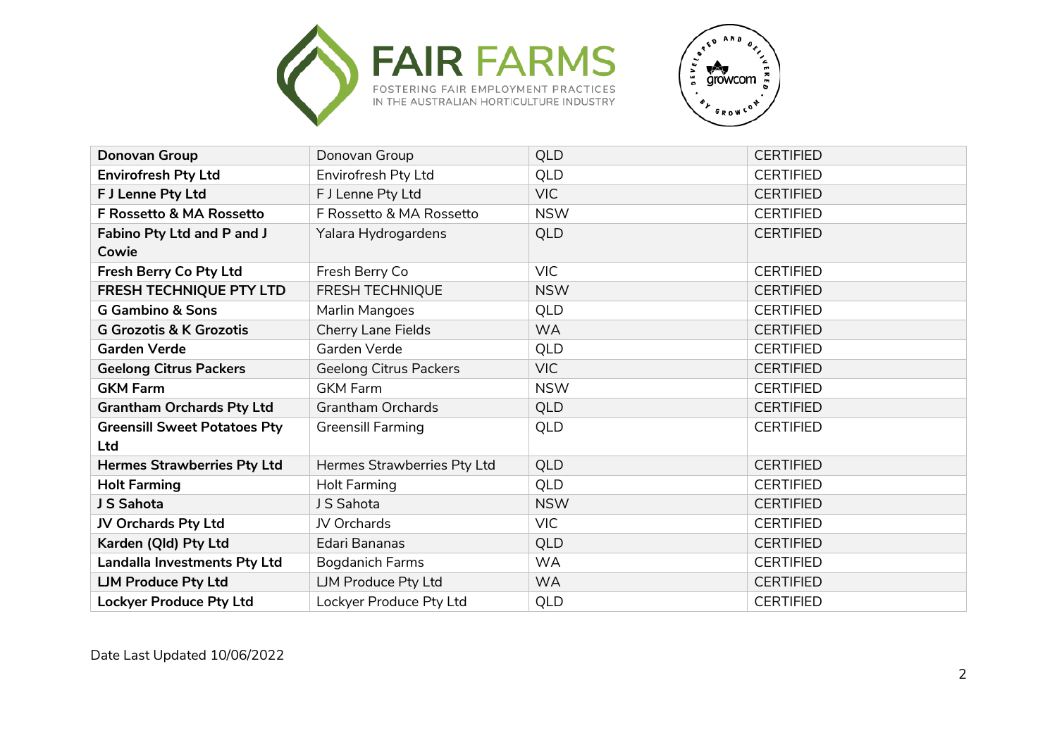| **Donovan Group** | Donovan Group | QLD | CERTIFIED |
|---|---|---|---|
| **Envirofresh Pty Ltd** | Envirofresh Pty Ltd | QLD | CERTIFIED |
| **F J Lenne Pty Ltd** | F J Lenne Pty Ltd | VIC | CERTIFIED |
| **F Rossetto & MA Rossetto** | F Rossetto & MA Rossetto | NSW | CERTIFIED |
| **Fabino Pty Ltd and P and J Cowie** | Yalara Hydrogardens | QLD | CERTIFIED |
| **Fresh Berry Co Pty Ltd** | Fresh Berry Co | VIC | CERTIFIED |
| **FRESH TECHNIQUE PTY LTD** | FRESH TECHNIQUE | NSW | CERTIFIED |
| **G Gambino & Sons** | Marlin Mangoes | QLD | CERTIFIED |
| **G Grozotis & K Grozotis** | Cherry Lane Fields | WA | CERTIFIED |
| **Garden Verde** | Garden Verde | QLD | CERTIFIED |
| **Geelong Citrus Packers** | Geelong Citrus Packers | VIC | CERTIFIED |
| **GKM Farm** | GKM Farm | NSW | CERTIFIED |
| **Grantham Orchards Pty Ltd** | Grantham Orchards | QLD | CERTIFIED |
| **Greensill Sweet Potatoes Pty Ltd** | Greensill Farming | QLD | CERTIFIED |
| **Hermes Strawberries Pty Ltd** | Hermes Strawberries Pty Ltd | QLD | CERTIFIED |
| **Holt Farming** | Holt Farming | QLD | CERTIFIED |
| **J S Sahota** | J S Sahota | NSW | CERTIFIED |
| **JV Orchards Pty Ltd** | JV Orchards | VIC | CERTIFIED |
| **Karden (Qld) Pty Ltd** | Edari Bananas | QLD | CERTIFIED |
| **Landalla Investments Pty Ltd** | Bogdanich Farms | WA | CERTIFIED |
| **LJM Produce Pty Ltd** | LJM Produce Pty Ltd | WA | CERTIFIED |
| **Lockyer Produce Pty Ltd** | Lockyer Produce Pty Ltd | QLD | CERTIFIED |

Date Last Updated 10/06/2022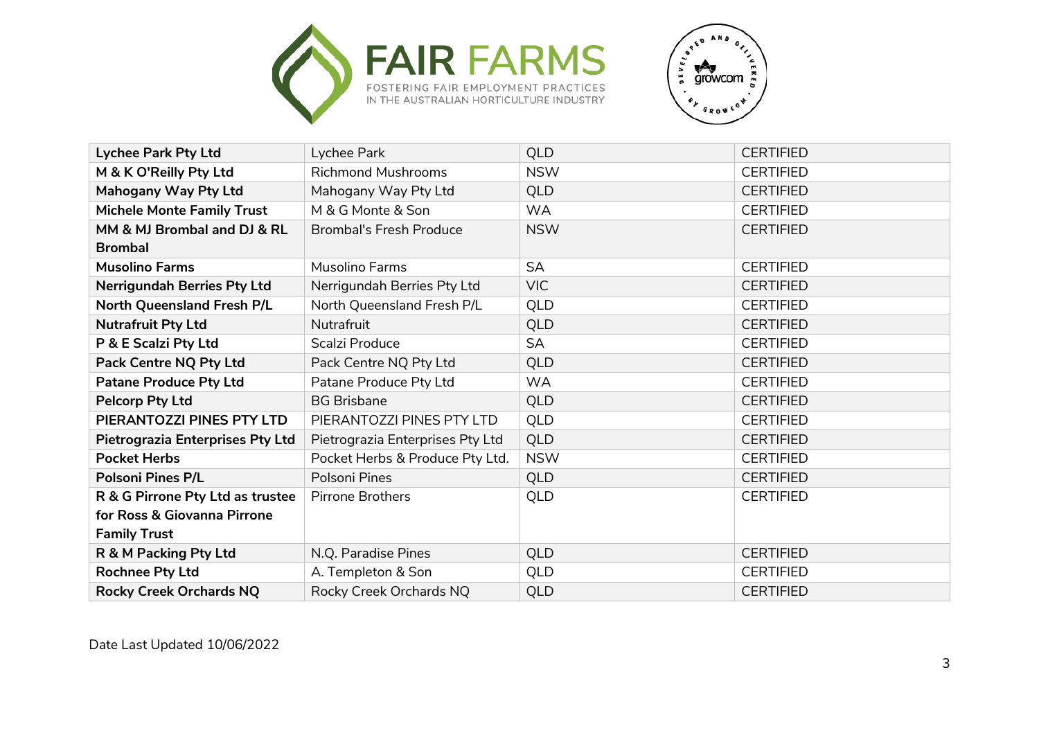| **Lychee Park Pty Ltd** | Lychee Park | QLD | CERTIFIED |
|---|---|---|---|
| **M & K O'Reilly Pty Ltd** | Richmond Mushrooms | NSW | CERTIFIED |
| **Mahogany Way Pty Ltd** | Mahogany Way Pty Ltd | QLD | CERTIFIED |
| **Michele Monte Family Trust** | M & G Monte & Son | WA | CERTIFIED |
| **MM & MJ Brombal and DJ & RL Brombal** | Brombal's Fresh Produce | NSW | CERTIFIED |
| **Musolino Farms** | Musolino Farms | SA | CERTIFIED |
| **Nerrigundah Berries Pty Ltd** | Nerrigundah Berries Pty Ltd | VIC | CERTIFIED |
| **North Queensland Fresh P/L** | North Queensland Fresh P/L | QLD | CERTIFIED |
| **Nutrafruit Pty Ltd** | Nutrafruit | QLD | CERTIFIED |
| **P & E Scalzi Pty Ltd** | Scalzi Produce | SA | CERTIFIED |
| **Pack Centre NQ Pty Ltd** | Pack Centre NQ Pty Ltd | QLD | CERTIFIED |
| **Patane Produce Pty Ltd** | Patane Produce Pty Ltd | WA | CERTIFIED |
| **Pelcorp Pty Ltd** | BG Brisbane | QLD | CERTIFIED |
| **PIERANTOZZI PINES PTY LTD** | PIERANTOZZI PINES PTY LTD | QLD | CERTIFIED |
| **Pietrograzia Enterprises Pty Ltd** | Pietrograzia Enterprises Pty Ltd | QLD | CERTIFIED |
| **Pocket Herbs** | Pocket Herbs & Produce Pty Ltd. | NSW | CERTIFIED |
| **Polsoni Pines P/L** | Polsoni Pines | QLD | CERTIFIED |
| **R & G Pirrone Pty Ltd as trustee for Ross & Giovanna Pirrone Family Trust** | Pirrone Brothers | QLD | CERTIFIED |
| **R & M Packing Pty Ltd** | N.Q. Paradise Pines | QLD | CERTIFIED |
| **Rochnee Pty Ltd** | A. Templeton & Son | QLD | CERTIFIED |
| **Rocky Creek Orchards NQ** | Rocky Creek Orchards NQ | QLD | CERTIFIED |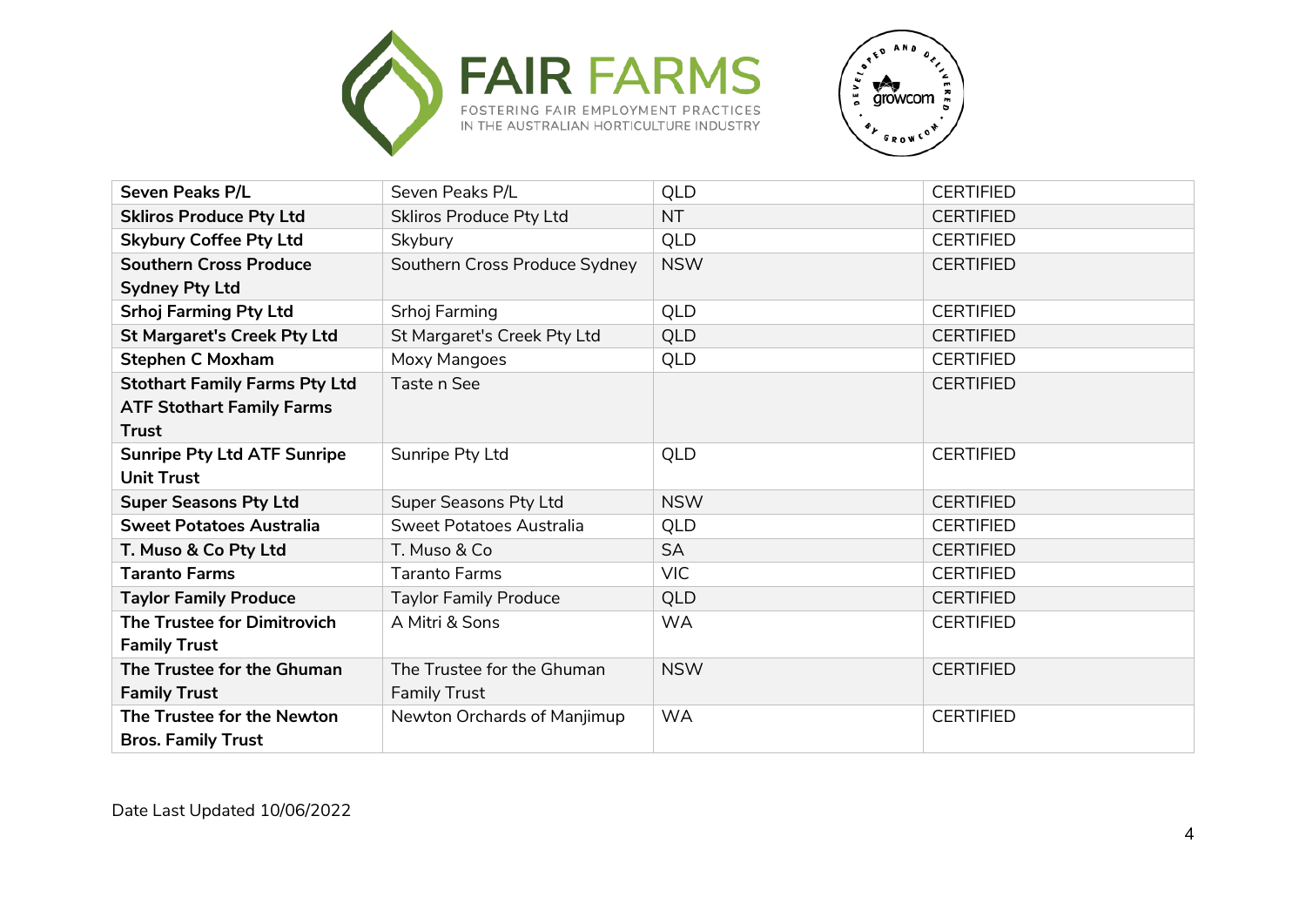| **Seven Peaks P/L** | Seven Peaks P/L | QLD | CERTIFIED |
|---|---|---|---|
| **Skliros Produce Pty Ltd** | Skliros Produce Pty Ltd | NT | CERTIFIED |
| **Skybury Coffee Pty Ltd** | Skybury | QLD | CERTIFIED |
| **Southern Cross Produce Sydney Pty Ltd** | Southern Cross Produce Sydney | NSW | CERTIFIED |
| **Srhoj Farming Pty Ltd** | Srhoj Farming | QLD | CERTIFIED |
| **St Margaret's Creek Pty Ltd** | St Margaret's Creek Pty Ltd | QLD | CERTIFIED |
| **Stephen C Moxham** | Moxy Mangoes | QLD | CERTIFIED |
| **Stothart Family Farms Pty Ltd ATF Stothart Family Farms Trust** | Taste n See | | CERTIFIED |
| **Sunripe Pty Ltd ATF Sunripe Unit Trust** | Sunripe Pty Ltd | QLD | CERTIFIED |
| **Super Seasons Pty Ltd** | Super Seasons Pty Ltd | NSW | CERTIFIED |
| **Sweet Potatoes Australia** | Sweet Potatoes Australia | QLD | CERTIFIED |
| **T. Muso & Co Pty Ltd** | T. Muso & Co | SA | CERTIFIED |
| **Taranto Farms** | Taranto Farms | VIC | CERTIFIED |
| **Taylor Family Produce** | Taylor Family Produce | QLD | CERTIFIED |
| **The Trustee for Dimitrovich Family Trust** | A Mitri & Sons | WA | CERTIFIED |
| **The Trustee for the Ghuman Family Trust** | The Trustee for the Ghuman Family Trust | NSW | CERTIFIED |
| **The Trustee for the Newton Bros. Family Trust** | Newton Orchards of Manjimup | WA | CERTIFIED |

Date Last Updated 10/06/2022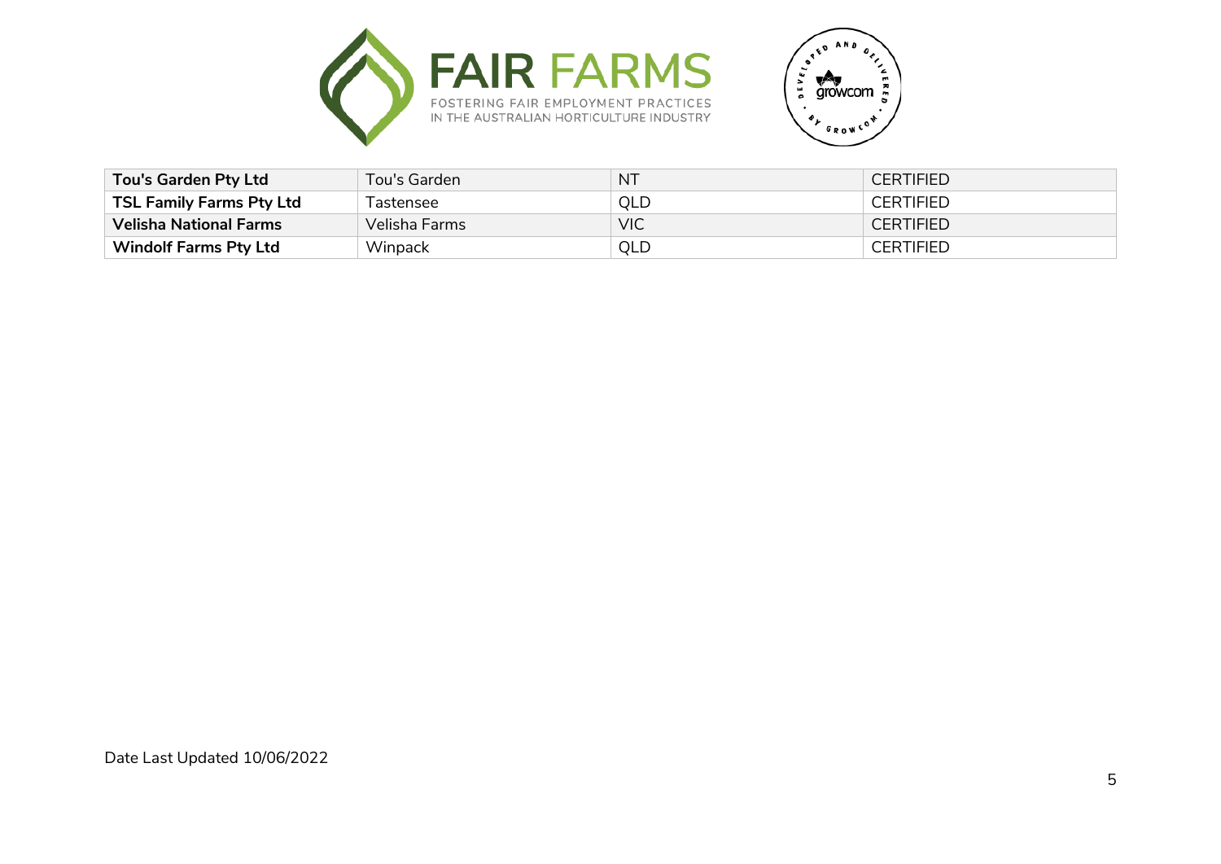| | | | |
|---|---|---|---|
| **Tou's Garden Pty Ltd** | Tou's Garden | NT | CERTIFIED |
| **TSL Family Farms Pty Ltd** | Tastensee | QLD | CERTIFIED |
| **Velisha National Farms** | Velisha Farms | VIC | CERTIFIED |
| **Windolf Farms Pty Ltd** | Winpack | QLD | CERTIFIED |

Date Last Updated 10/06/2022